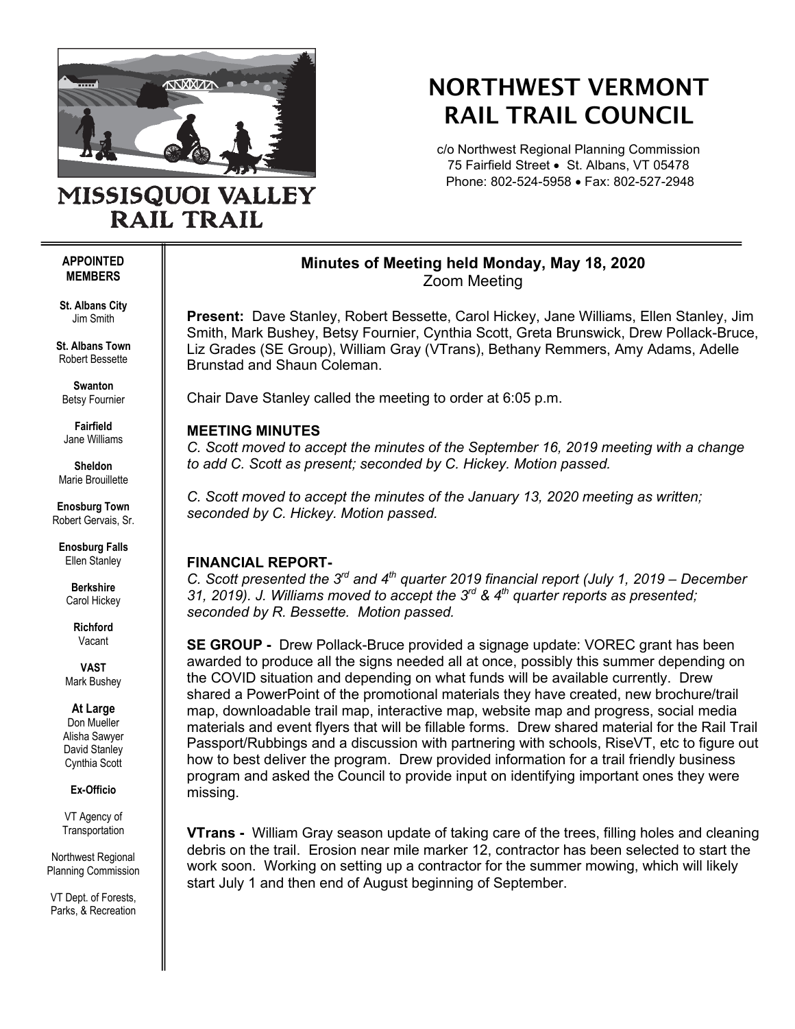# MISSISQUOI VALLEY RAIL TRAIL

# NORTHWEST VERMONT RAIL TRAIL COUNCIL

c/o Northwest Regional Planning Commission
75 Fairfield Street • St. Albans, VT 05478
Phone: 802-524-5958 • Fax: 802-527-2948

**APPOINTED MEMBERS**

**St. Albans City**
Jim Smith

**St. Albans Town**
Robert Bessette

**Swanton**
Betsy Fournier

**Fairfield**
Jane Williams

**Sheldon**
Marie Brouillette

**Enosburg Town**
Robert Gervais, Sr.

**Enosburg Falls**
Ellen Stanley

**Berkshire**
Carol Hickey

**Richford**
Vacant

**VAST**
Mark Bushey

**At Large**
Don Mueller
Alisha Sawyer
David Stanley
Cynthia Scott

**Ex-Officio**

VT Agency of Transportation

Northwest Regional Planning Commission

VT Dept. of Forests, Parks, & Recreation

## Minutes of Meeting held Monday, May 18, 2020
Zoom Meeting

**Present:** Dave Stanley, Robert Bessette, Carol Hickey, Jane Williams, Ellen Stanley, Jim Smith, Mark Bushey, Betsy Fournier, Cynthia Scott, Greta Brunswick, Drew Pollack-Bruce, Liz Grades (SE Group), William Gray (VTrans), Bethany Remmers, Amy Adams, Adelle Brunstad and Shaun Coleman.

Chair Dave Stanley called the meeting to order at 6:05 p.m.

**MEETING MINUTES**

*C. Scott moved to accept the minutes of the September 16, 2019 meeting with a change to add C. Scott as present; seconded by C. Hickey. Motion passed.*

*C. Scott moved to accept the minutes of the January 13, 2020 meeting as written; seconded by C. Hickey. Motion passed.*

**FINANCIAL REPORT-**

*C. Scott presented the 3rd and 4th quarter 2019 financial report (July 1, 2019 – December 31, 2019). J. Williams moved to accept the 3rd & 4th quarter reports as presented; seconded by R. Bessette. Motion passed.*

**SE GROUP -** Drew Pollack-Bruce provided a signage update: VOREC grant has been awarded to produce all the signs needed all at once, possibly this summer depending on the COVID situation and depending on what funds will be available currently. Drew shared a PowerPoint of the promotional materials they have created, new brochure/trail map, downloadable trail map, interactive map, website map and progress, social media materials and event flyers that will be fillable forms. Drew shared material for the Rail Trail Passport/Rubbings and a discussion with partnering with schools, RiseVT, etc to figure out how to best deliver the program. Drew provided information for a trail friendly business program and asked the Council to provide input on identifying important ones they were missing.

**VTrans -** William Gray season update of taking care of the trees, filling holes and cleaning debris on the trail. Erosion near mile marker 12, contractor has been selected to start the work soon. Working on setting up a contractor for the summer mowing, which will likely start July 1 and then end of August beginning of September.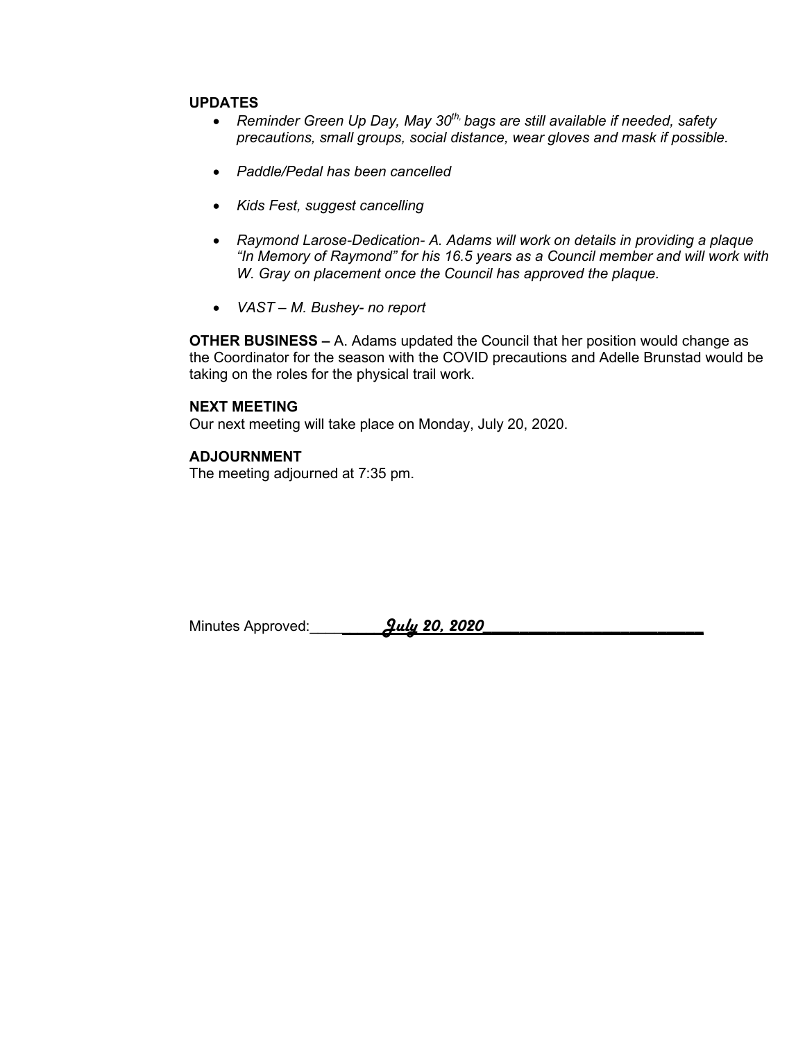**UPDATES**

- *Reminder Green Up Day, May 30th, bags are still available if needed, safety precautions, small groups, social distance, wear gloves and mask if possible.*

- *Paddle/Pedal has been cancelled*

- *Kids Fest, suggest cancelling*

- *Raymond Larose-Dedication- A. Adams will work on details in providing a plaque "In Memory of Raymond" for his 16.5 years as a Council member and will work with W. Gray on placement once the Council has approved the plaque.*

- *VAST – M. Bushey- no report*

**OTHER BUSINESS –** A. Adams updated the Council that her position would change as the Coordinator for the season with the COVID precautions and Adelle Brunstad would be taking on the roles for the physical trail work.

**NEXT MEETING**
Our next meeting will take place on Monday, July 20, 2020.

**ADJOURNMENT**
The meeting adjourned at 7:35 pm.

Minutes Approved:_________*July 20, 2020*_____________________________